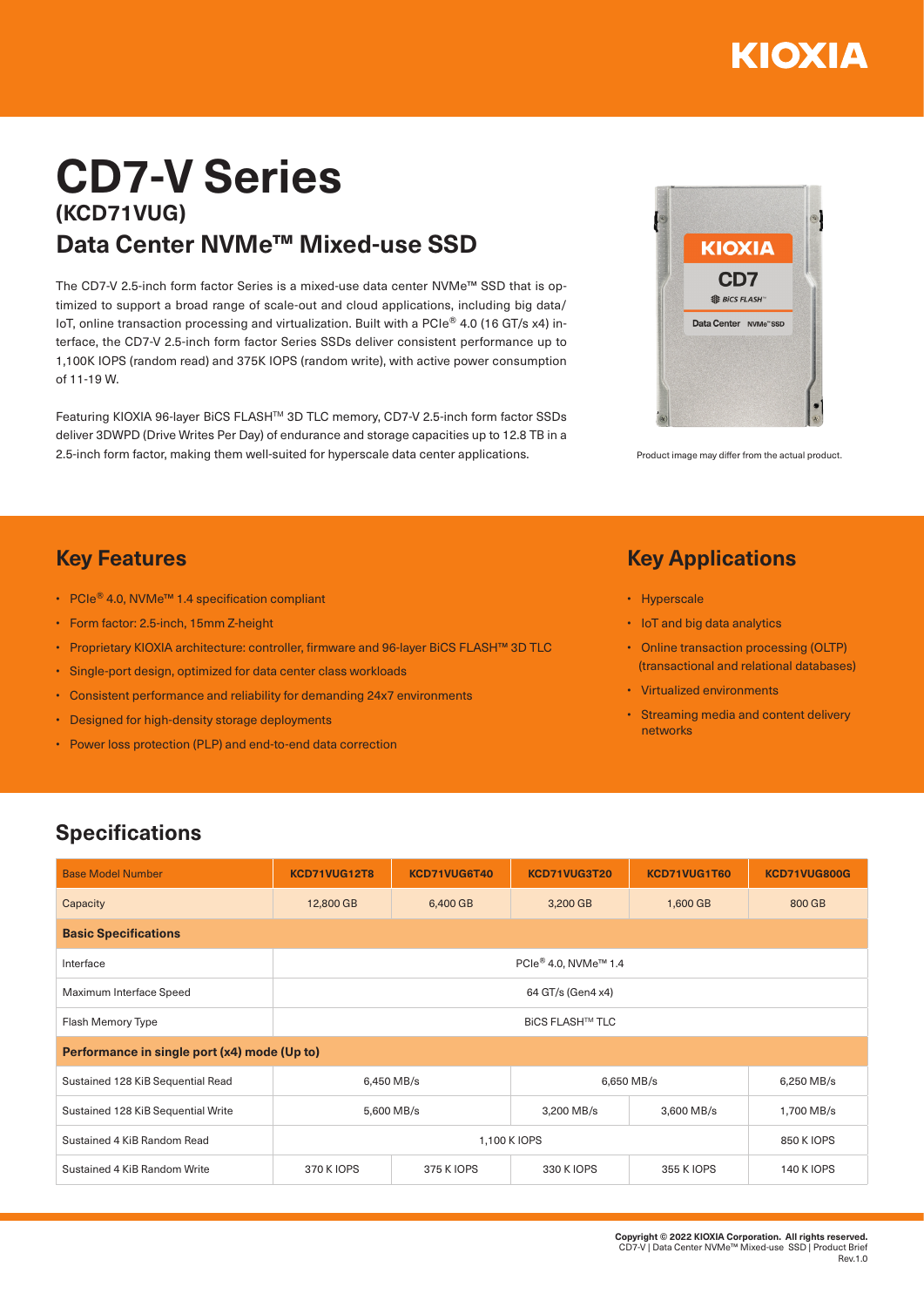# CD7-V Series

## (KCD71VUG)

## Data Center NVMe™ Mixed-use SSD

The CD7-V 2.5-inch form factor Series is a mixed-use data center NVMe™ SSD that is optimized to support a broad range of scale-out and cloud applications, including big data/IoT, online transaction processing and virtualization. Built with a PCIe® 4.0 (16 GT/s x4) interface, the CD7-V 2.5-inch form factor Series SSDs deliver consistent performance up to 1,100K IOPS (random read) and 375K IOPS (random write), with active power consumption of 11-19 W.

Featuring KIOXIA 96-layer BiCS FLASH™ 3D TLC memory, CD7-V 2.5-inch form factor SSDs deliver 3DWPD (Drive Writes Per Day) of endurance and storage capacities up to 12.8 TB in a 2.5-inch form factor, making them well-suited for hyperscale data center applications.

Product image may differ from the actual product.

## Key Features

- PCIe® 4.0, NVMe™ 1.4 specification compliant
- Form factor: 2.5-inch, 15mm Z-height
- Proprietary KIOXIA architecture: controller, firmware and 96-layer BiCS FLASH™ 3D TLC
- Single-port design, optimized for data center class workloads
- Consistent performance and reliability for demanding 24x7 environments
- Designed for high-density storage deployments
- Power loss protection (PLP) and end-to-end data correction

## Key Applications

- Hyperscale
- IoT and big data analytics
- Online transaction processing (OLTP) (transactional and relational databases)
- Virtualized environments
- Streaming media and content delivery networks

## Specifications

| Base Model Number | KCD71VUG12T8 | KCD71VUG6T40 | KCD71VUG3T20 | KCD71VUG1T60 | KCD71VUG800G |
|---|---|---|---|---|---|
| Capacity | 12,800 GB | 6,400 GB | 3,200 GB | 1,600 GB | 800 GB |
| **Basic Specifications** | | | | | |
| Interface | PCIe® 4.0, NVMe™ 1.4 | | | | |
| Maximum Interface Speed | 64 GT/s (Gen4 x4) | | | | |
| Flash Memory Type | BiCS FLASH™ TLC | | | | |
| **Performance in single port (x4) mode (Up to)** | | | | | |
| Sustained 128 KiB Sequential Read | 6,450 MB/s | | 6,650 MB/s | | 6,250 MB/s |
| Sustained 128 KiB Sequential Write | 5,600 MB/s | | 3,200 MB/s | 3,600 MB/s | 1,700 MB/s |
| Sustained 4 KiB Random Read | 1,100 K IOPS | | | | 850 K IOPS |
| Sustained 4 KiB Random Write | 370 K IOPS | 375 K IOPS | 330 K IOPS | 355 K IOPS | 140 K IOPS |

**Copyright © 2022 KIOXIA Corporation. All rights reserved.**
CD7-V | Data Center NVMe™ Mixed-use SSD | Product Brief
Rev.1.0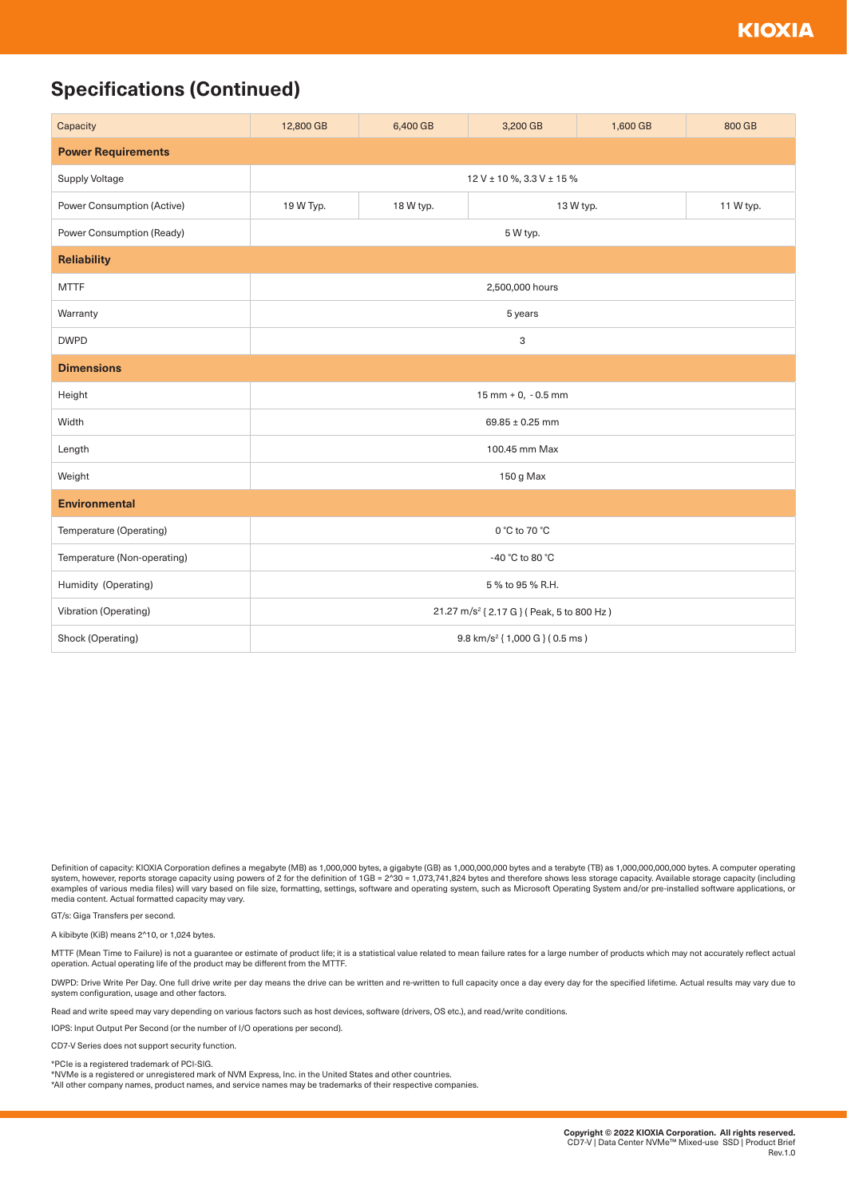## Specifications (Continued)

| Capacity | 12,800 GB | 6,400 GB | 3,200 GB | 1,600 GB | 800 GB |
|---|---|---|---|---|---|
| **Power Requirements** | | | | | |
| Supply Voltage | 12 V ± 10 %, 3.3 V ± 15 % | | | | |
| Power Consumption (Active) | 19 W Typ. | 18 W typ. | 13 W typ. | | 11 W typ. |
| Power Consumption (Ready) | 5 W typ. | | | | |
| **Reliability** | | | | | |
| MTTF | 2,500,000 hours | | | | |
| Warranty | 5 years | | | | |
| DWPD | 3 | | | | |
| **Dimensions** | | | | | |
| Height | 15 mm + 0, - 0.5 mm | | | | |
| Width | 69.85 ± 0.25 mm | | | | |
| Length | 100.45 mm Max | | | | |
| Weight | 150 g Max | | | | |
| **Environmental** | | | | | |
| Temperature (Operating) | 0 °C to 70 °C | | | | |
| Temperature (Non-operating) | -40 °C to 80 °C | | | | |
| Humidity (Operating) | 5 % to 95 % R.H. | | | | |
| Vibration (Operating) | 21.27 $m/s^2$ { 2.17 G } ( Peak, 5 to 800 Hz ) | | | | |
| Shock (Operating) | 9.8 $km/s^2$ { 1,000 G } ( 0.5 ms ) | | | | |

Definition of capacity: KIOXIA Corporation defines a megabyte (MB) as 1,000,000 bytes, a gigabyte (GB) as 1,000,000,000 bytes and a terabyte (TB) as 1,000,000,000,000 bytes. A computer operating system, however, reports storage capacity using powers of 2 for the definition of 1GB = 2^30 = 1,073,741,824 bytes and therefore shows less storage capacity. Available storage capacity (including examples of various media files) will vary based on file size, formatting, settings, software and operating system, such as Microsoft Operating System and/or pre-installed software applications, or media content. Actual formatted capacity may vary.

GT/s: Giga Transfers per second.

A kibibyte (KiB) means 2^10, or 1,024 bytes.

MTTF (Mean Time to Failure) is not a guarantee or estimate of product life; it is a statistical value related to mean failure rates for a large number of products which may not accurately reflect actual operation. Actual operating life of the product may be different from the MTTF.

DWPD: Drive Write Per Day. One full drive write per day means the drive can be written and re-written to full capacity once a day every day for the specified lifetime. Actual results may vary due to system configuration, usage and other factors.

Read and write speed may vary depending on various factors such as host devices, software (drivers, OS etc.), and read/write conditions.

IOPS: Input Output Per Second (or the number of I/O operations per second).

CD7-V Series does not support security function.

*PCIe is a registered trademark of PCI-SIG.
*NVMe is a registered or unregistered mark of NVM Express, Inc. in the United States and other countries.
*All other company names, product names, and service names may be trademarks of their respective companies.

**Copyright © 2022 KIOXIA Corporation. All rights reserved.**
CD7-V | Data Center NVMe™ Mixed-use SSD | Product Brief
Rev.1.0